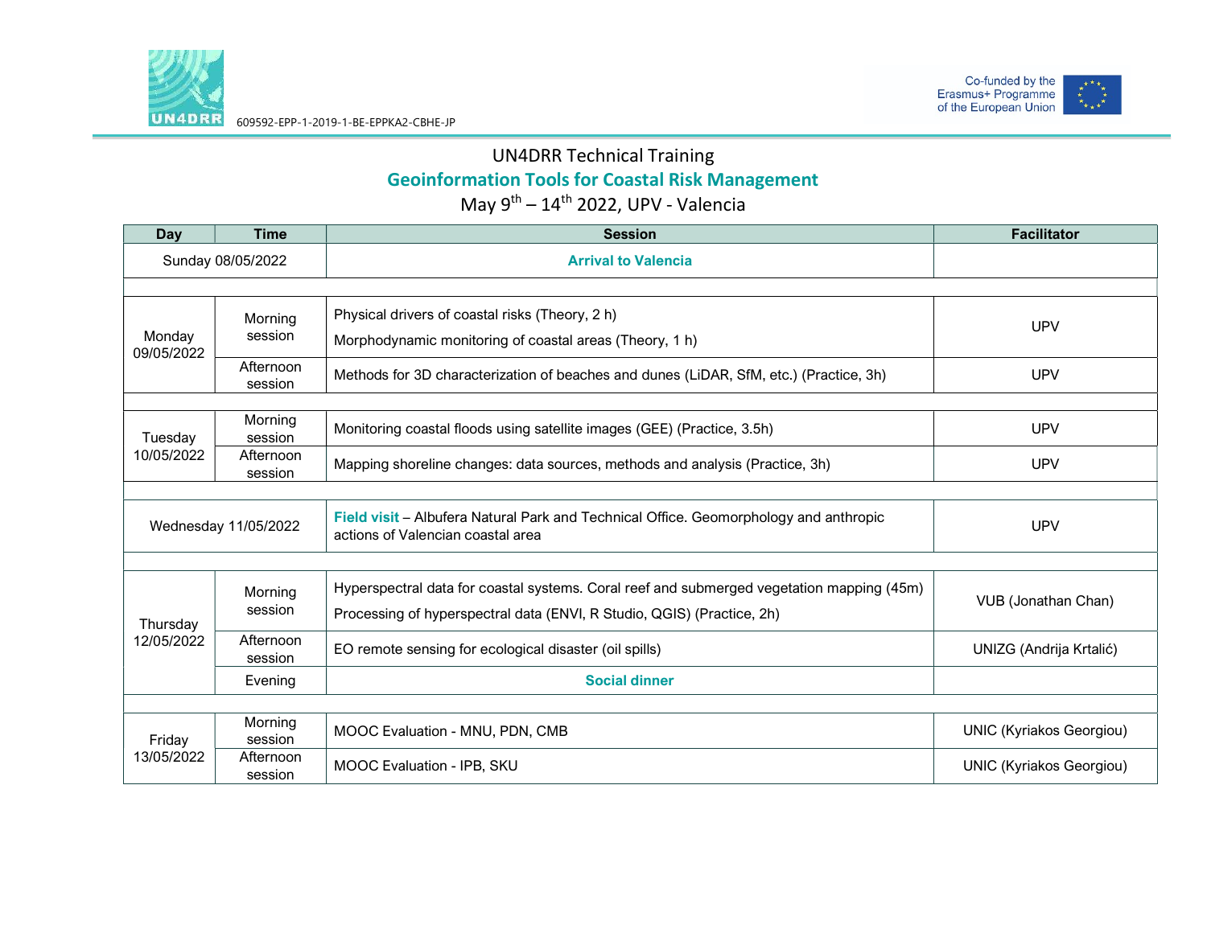609592-EPP-1-2019-1-BE-EPPKA2-CBHE-JP

Co-funded by the Erasmus+ Programme of the European Union

# UN4DRR Technical Training

## Geoinformation Tools for Coastal Risk Management

May 9th – 14th 2022, UPV - Valencia

| Day | Time | Session | Facilitator |
|---|---|---|---|
| Sunday 08/05/2022 | | **Arrival to Valencia** | |
| | | | |
| Monday 09/05/2022 | Morning session | Physical drivers of coastal risks (Theory, 2 h)<br>Morphodynamic monitoring of coastal areas (Theory, 1 h) | UPV |
| | Afternoon session | Methods for 3D characterization of beaches and dunes (LiDAR, SfM, etc.) (Practice, 3h) | UPV |
| | | | |
| Tuesday 10/05/2022 | Morning session | Monitoring coastal floods using satellite images (GEE) (Practice, 3.5h) | UPV |
| | Afternoon session | Mapping shoreline changes: data sources, methods and analysis (Practice, 3h) | UPV |
| | | | |
| Wednesday 11/05/2022 | | **Field visit** – Albufera Natural Park and Technical Office. Geomorphology and anthropic actions of Valencian coastal area | UPV |
| | | | |
| Thursday 12/05/2022 | Morning session | Hyperspectral data for coastal systems. Coral reef and submerged vegetation mapping (45m)<br>Processing of hyperspectral data (ENVI, R Studio, QGIS) (Practice, 2h) | VUB (Jonathan Chan) |
| | Afternoon session | EO remote sensing for ecological disaster (oil spills) | UNIZG (Andrija Krtalić) |
| | Evening | **Social dinner** | |
| | | | |
| Friday 13/05/2022 | Morning session | MOOC Evaluation - MNU, PDN, CMB | UNIC (Kyriakos Georgiou) |
| | Afternoon session | MOOC Evaluation - IPB, SKU | UNIC (Kyriakos Georgiou) |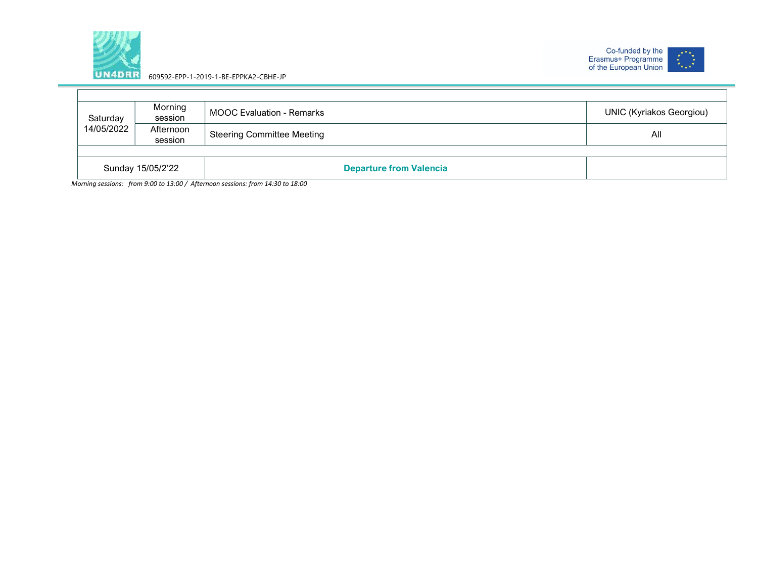| | | | |
|---|---|---|---|
| | | | |
| Saturday 14/05/2022 | Morning session | MOOC Evaluation - Remarks | UNIC (Kyriakos Georgiou) |
| | Afternoon session | Steering Committee Meeting | All |
| | | | |
| Sunday 15/05/2'22 | | **Departure from Valencia** | |

*Morning sessions: from 9:00 to 13:00 / Afternoon sessions: from 14:30 to 18:00*